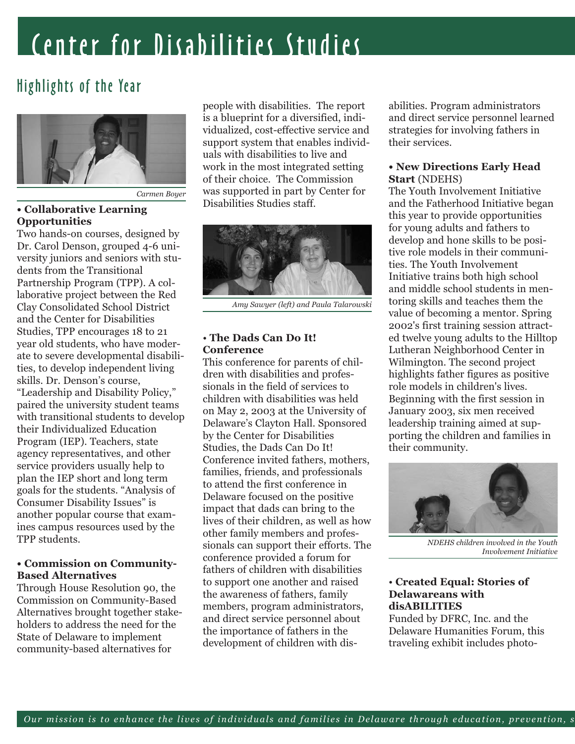# Center for Disabilities Studies

## Highlights of the Year

*Carmen Boyer*

**• Collaborative Learning Opportunities**

Two hands-on courses, designed by Dr. Carol Denson, grouped 4-6 university juniors and seniors with students from the Transitional Partnership Program (TPP). A collaborative project between the Red Clay Consolidated School District and the Center for Disabilities Studies, TPP encourages 18 to 21 year old students, who have moderate to severe developmental disabilities, to develop independent living skills. Dr. Denson's course, "Leadership and Disability Policy," paired the university student teams with transitional students to develop their Individualized Education Program (IEP). Teachers, state agency representatives, and other service providers usually help to plan the IEP short and long term goals for the students. "Analysis of Consumer Disability Issues" is another popular course that examines campus resources used by the TPP students.

**• Commission on Community-Based Alternatives**

Through House Resolution 90, the Commission on Community-Based Alternatives brought together stakeholders to address the need for the State of Delaware to implement community-based alternatives for people with disabilities. The report is a blueprint for a diversified, individualized, cost-effective service and support system that enables individuals with disabilities to live and work in the most integrated setting of their choice. The Commission was supported in part by Center for Disabilities Studies staff.

*Amy Sawyer (left) and Paula Talarowski*

**• The Dads Can Do It! Conference**

This conference for parents of children with disabilities and professionals in the field of services to children with disabilities was held on May 2, 2003 at the University of Delaware's Clayton Hall. Sponsored by the Center for Disabilities Studies, the Dads Can Do It! Conference invited fathers, mothers, families, friends, and professionals to attend the first conference in Delaware focused on the positive impact that dads can bring to the lives of their children, as well as how other family members and professionals can support their efforts. The conference provided a forum for fathers of children with disabilities to support one another and raised the awareness of fathers, family members, program administrators, and direct service personnel about the importance of fathers in the development of children with disabilities. Program administrators and direct service personnel learned strategies for involving fathers in their services.

**• New Directions Early Head Start** (NDEHS)

The Youth Involvement Initiative and the Fatherhood Initiative began this year to provide opportunities for young adults and fathers to develop and hone skills to be positive role models in their communities. The Youth Involvement Initiative trains both high school and middle school students in mentoring skills and teaches them the value of becoming a mentor. Spring 2002's first training session attracted twelve young adults to the Hilltop Lutheran Neighborhood Center in Wilmington. The second project highlights father figures as positive role models in children's lives. Beginning with the first session in January 2003, six men received leadership training aimed at supporting the children and families in their community.

*NDEHS children involved in the Youth Involvement Initiative*

**• Created Equal: Stories of Delawareans with disABILITIES**

Funded by DFRC, Inc. and the Delaware Humanities Forum, this traveling exhibit includes photo-

*Our mission is to enhance the lives of individuals and families in Delaware through education, prevention, s*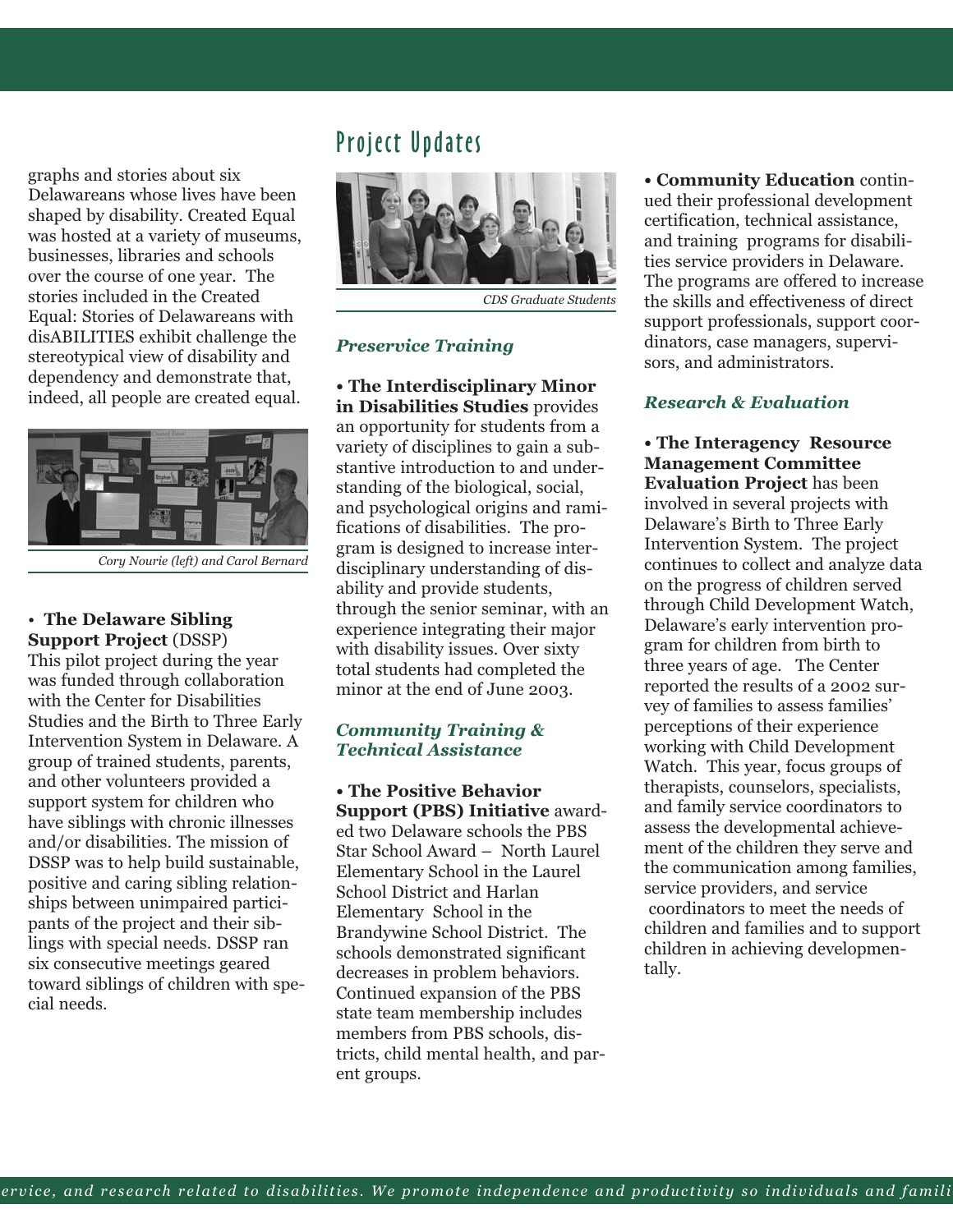graphs and stories about six Delawareans whose lives have been shaped by disability. Created Equal was hosted at a variety of museums, businesses, libraries and schools over the course of one year. The stories included in the Created Equal: Stories of Delawareans with disABILITIES exhibit challenge the stereotypical view of disability and dependency and demonstrate that, indeed, all people are created equal.

*Cory Nourie (left) and Carol Bernard*

- **The Delaware Sibling Support Project** (DSSP) This pilot project during the year was funded through collaboration with the Center for Disabilities Studies and the Birth to Three Early Intervention System in Delaware. A group of trained students, parents, and other volunteers provided a support system for children who have siblings with chronic illnesses and/or disabilities. The mission of DSSP was to help build sustainable, positive and caring sibling relationships between unimpaired participants of the project and their siblings with special needs. DSSP ran six consecutive meetings geared toward siblings of children with special needs.

## Project Updates

*CDS Graduate Students*

### *Preservice Training*

- **The Interdisciplinary Minor in Disabilities Studies** provides an opportunity for students from a variety of disciplines to gain a substantive introduction to and understanding of the biological, social, and psychological origins and ramifications of disabilities. The program is designed to increase interdisciplinary understanding of disability and provide students, through the senior seminar, with an experience integrating their major with disability issues. Over sixty total students had completed the minor at the end of June 2003.

### *Community Training & Technical Assistance*

- **The Positive Behavior Support (PBS) Initiative** awarded two Delaware schools the PBS Star School Award – North Laurel Elementary School in the Laurel School District and Harlan Elementary School in the Brandywine School District. The schools demonstrated significant decreases in problem behaviors. Continued expansion of the PBS state team membership includes members from PBS schools, districts, child mental health, and parent groups.

- **Community Education** continued their professional development certification, technical assistance, and training programs for disabilities service providers in Delaware. The programs are offered to increase the skills and effectiveness of direct support professionals, support coordinators, case managers, supervisors, and administrators.

### *Research & Evaluation*

- **The Interagency Resource Management Committee Evaluation Project** has been involved in several projects with Delaware's Birth to Three Early Intervention System. The project continues to collect and analyze data on the progress of children served through Child Development Watch, Delaware's early intervention program for children from birth to three years of age. The Center reported the results of a 2002 survey of families to assess families' perceptions of their experience working with Child Development Watch. This year, focus groups of therapists, counselors, specialists, and family service coordinators to assess the developmental achievement of the children they serve and the communication among families, service providers, and service coordinators to meet the needs of children and families and to support children in achieving developmentally.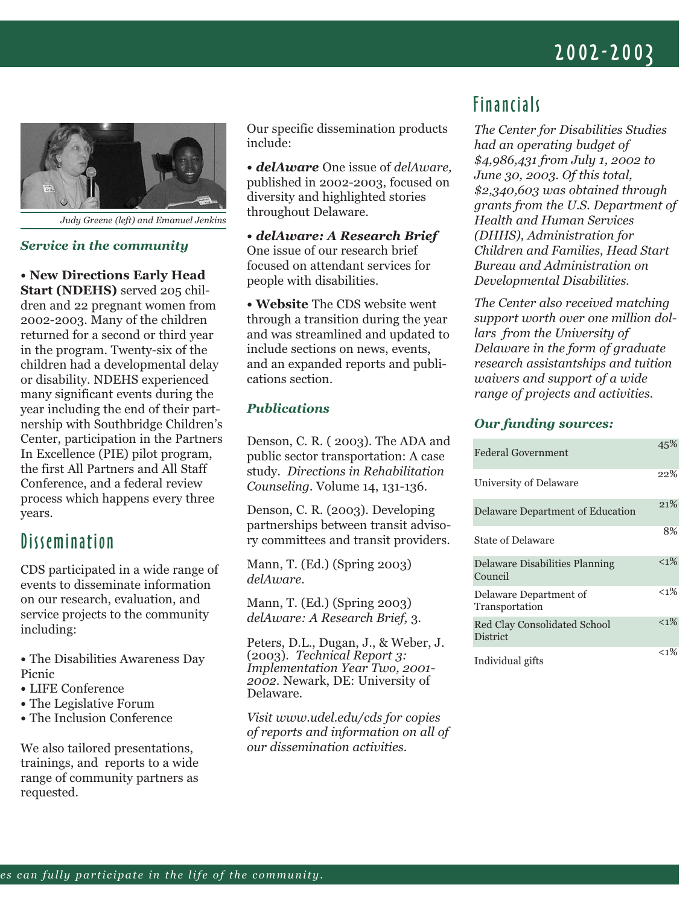Judy Greene (left) and Emanuel Jenkins

### *Service in the community*

- **New Directions Early Head Start (NDEHS)** served 205 children and 22 pregnant women from 2002-2003. Many of the children returned for a second or third year in the program. Twenty-six of the children had a developmental delay or disability. NDEHS experienced many significant events during the year including the end of their partnership with Southbridge Children's Center, participation in the Partners In Excellence (PIE) pilot program, the first All Partners and All Staff Conference, and a federal review process which happens every three years.

## Dissemination

CDS participated in a wide range of events to disseminate information on our research, evaluation, and service projects to the community including:

- The Disabilities Awareness Day Picnic
- LIFE Conference
- The Legislative Forum
- The Inclusion Conference

We also tailored presentations, trainings, and reports to a wide range of community partners as requested.

Our specific dissemination products include:

- ***delAware*** One issue of *delAware,* published in 2002-2003, focused on diversity and highlighted stories throughout Delaware.

- ***delAware: A Research Brief*** One issue of our research brief focused on attendant services for people with disabilities.

- **Website** The CDS website went through a transition during the year and was streamlined and updated to include sections on news, events, and an expanded reports and publications section.

### *Publications*

Denson, C. R. ( 2003). The ADA and public sector transportation: A case study. *Directions in Rehabilitation Counseling*. Volume 14, 131-136.

Denson, C. R. (2003). Developing partnerships between transit advisory committees and transit providers.

Mann, T. (Ed.) (Spring 2003) *delAware*.

Mann, T. (Ed.) (Spring 2003) *delAware: A Research Brief,* 3.

Peters, D.L., Dugan, J., & Weber, J. (2003). *Technical Report 3: Implementation Year Two, 2001-2002*. Newark, DE: University of Delaware.

*Visit www.udel.edu/cds for copies of reports and information on all of our dissemination activities.*

## Financials

*The Center for Disabilities Studies had an operating budget of $4,986,431 from July 1, 2002 to June 30, 2003. Of this total, $2,340,603 was obtained through grants from the U.S. Department of Health and Human Services (DHHS), Administration for Children and Families, Head Start Bureau and Administration on Developmental Disabilities.*

*The Center also received matching support worth over one million dollars from the University of Delaware in the form of graduate research assistantships and tuition waivers and support of a wide range of projects and activities.*

### *Our funding sources:*

| Source | % |
|---|---|
| Federal Government | 45% |
| University of Delaware | 22% |
| Delaware Department of Education | 21% |
| State of Delaware | 8% |
| Delaware Disabilities Planning Council | <1% |
| Delaware Department of Transportation | <1% |
| Red Clay Consolidated School District | <1% |
| Individual gifts | <1% |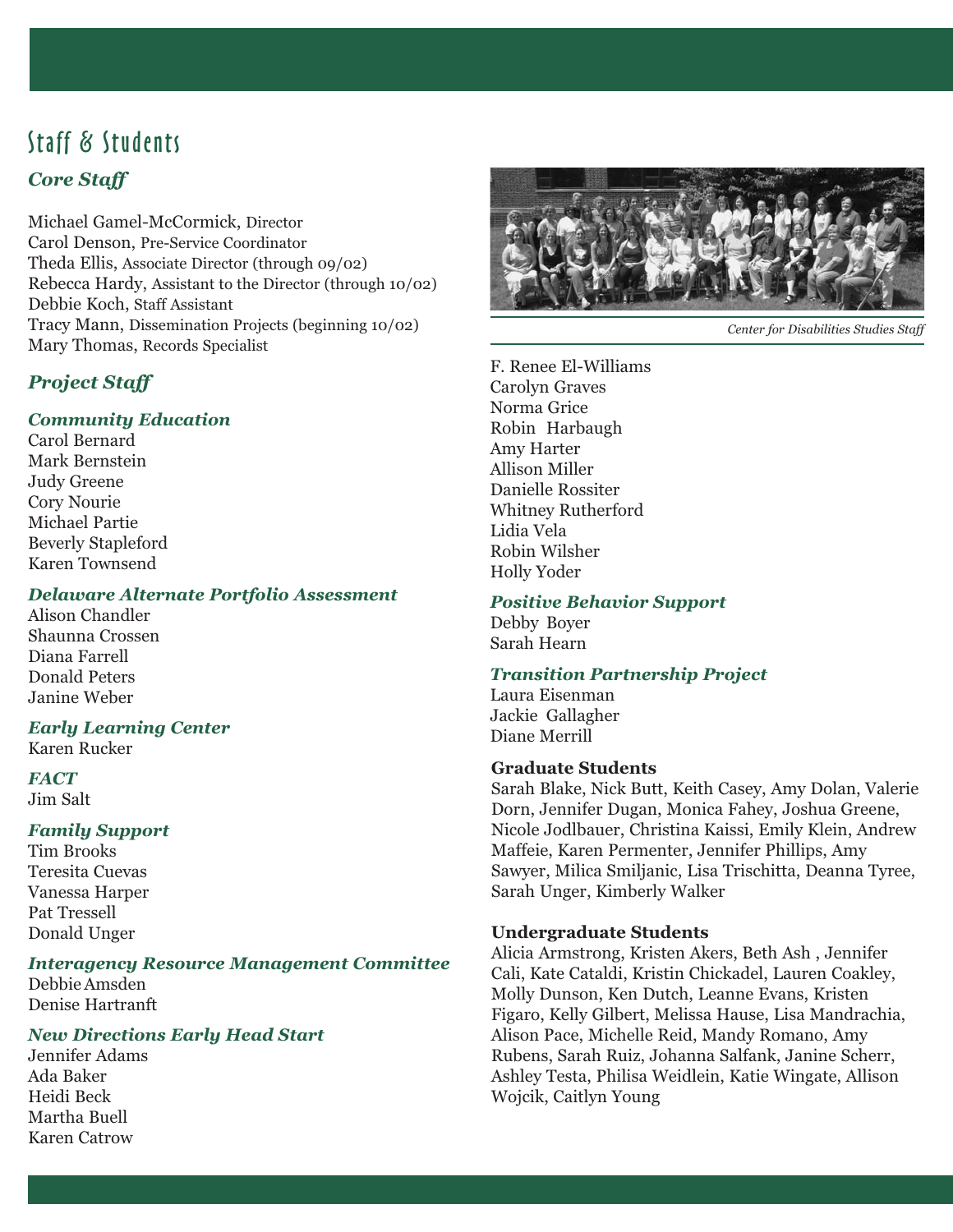# Staff & Students

## Core Staff

Michael Gamel-McCormick, Director
Carol Denson, Pre-Service Coordinator
Theda Ellis, Associate Director (through 09/02)
Rebecca Hardy, Assistant to the Director (through 10/02)
Debbie Koch, Staff Assistant
Tracy Mann, Dissemination Projects (beginning 10/02)
Mary Thomas, Records Specialist

## Project Staff

### Community Education

Carol Bernard
Mark Bernstein
Judy Greene
Cory Nourie
Michael Partie
Beverly Stapleford
Karen Townsend

### Delaware Alternate Portfolio Assessment

Alison Chandler
Shaunna Crossen
Diana Farrell
Donald Peters
Janine Weber

### Early Learning Center

Karen Rucker

### FACT

Jim Salt

### Family Support

Tim Brooks
Teresita Cuevas
Vanessa Harper
Pat Tressell
Donald Unger

### Interagency Resource Management Committee

Debbie Amsden
Denise Hartranft

### New Directions Early Head Start

Jennifer Adams
Ada Baker
Heidi Beck
Martha Buell
Karen Catrow

*Center for Disabilities Studies Staff*

F. Renee El-Williams
Carolyn Graves
Norma Grice
Robin Harbaugh
Amy Harter
Allison Miller
Danielle Rossiter
Whitney Rutherford
Lidia Vela
Robin Wilsher
Holly Yoder

### Positive Behavior Support

Debby Boyer
Sarah Hearn

### Transition Partnership Project

Laura Eisenman
Jackie Gallagher
Diane Merrill

**Graduate Students**

Sarah Blake, Nick Butt, Keith Casey, Amy Dolan, Valerie Dorn, Jennifer Dugan, Monica Fahey, Joshua Greene, Nicole Jodlbauer, Christina Kaissi, Emily Klein, Andrew Maffeie, Karen Permenter, Jennifer Phillips, Amy Sawyer, Milica Smiljanic, Lisa Trischitta, Deanna Tyree, Sarah Unger, Kimberly Walker

**Undergraduate Students**

Alicia Armstrong, Kristen Akers, Beth Ash , Jennifer Cali, Kate Cataldi, Kristin Chickadel, Lauren Coakley, Molly Dunson, Ken Dutch, Leanne Evans, Kristen Figaro, Kelly Gilbert, Melissa Hause, Lisa Mandrachia, Alison Pace, Michelle Reid, Mandy Romano, Amy Rubens, Sarah Ruiz, Johanna Salfank, Janine Scherr, Ashley Testa, Philisa Weidlein, Katie Wingate, Allison Wojcik, Caitlyn Young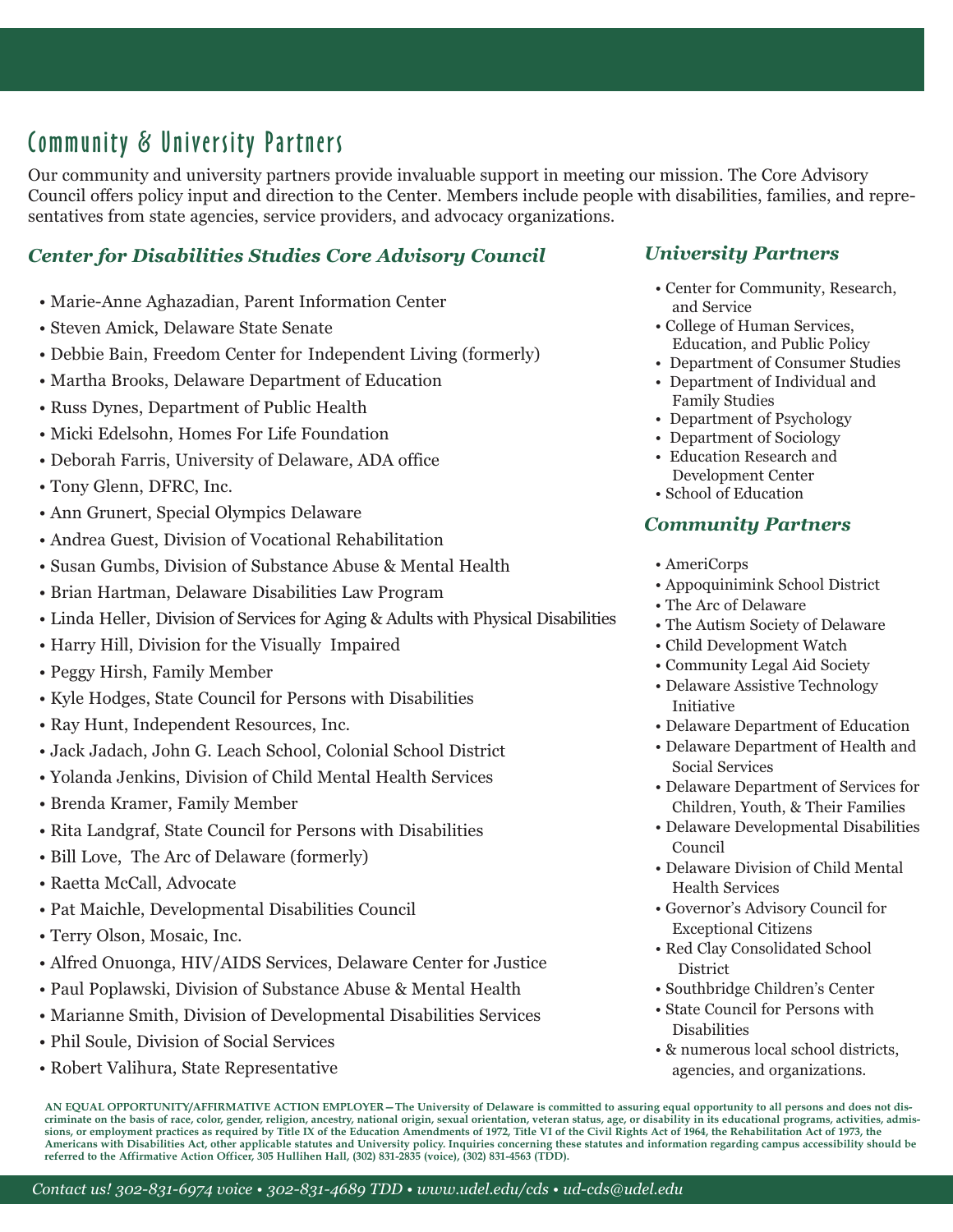## Community & University Partners

Our community and university partners provide invaluable support in meeting our mission. The Core Advisory Council offers policy input and direction to the Center. Members include people with disabilities, families, and representatives from state agencies, service providers, and advocacy organizations.

### *Center for Disabilities Studies Core Advisory Council*

- Marie-Anne Aghazadian, Parent Information Center
- Steven Amick, Delaware State Senate
- Debbie Bain, Freedom Center for Independent Living (formerly)
- Martha Brooks, Delaware Department of Education
- Russ Dynes, Department of Public Health
- Micki Edelsohn, Homes For Life Foundation
- Deborah Farris, University of Delaware, ADA office
- Tony Glenn, DFRC, Inc.
- Ann Grunert, Special Olympics Delaware
- Andrea Guest, Division of Vocational Rehabilitation
- Susan Gumbs, Division of Substance Abuse & Mental Health
- Brian Hartman, Delaware Disabilities Law Program
- Linda Heller, Division of Services for Aging & Adults with Physical Disabilities
- Harry Hill, Division for the Visually Impaired
- Peggy Hirsh, Family Member
- Kyle Hodges, State Council for Persons with Disabilities
- Ray Hunt, Independent Resources, Inc.
- Jack Jadach, John G. Leach School, Colonial School District
- Yolanda Jenkins, Division of Child Mental Health Services
- Brenda Kramer, Family Member
- Rita Landgraf, State Council for Persons with Disabilities
- Bill Love, The Arc of Delaware (formerly)
- Raetta McCall, Advocate
- Pat Maichle, Developmental Disabilities Council
- Terry Olson, Mosaic, Inc.
- Alfred Onuonga, HIV/AIDS Services, Delaware Center for Justice
- Paul Poplawski, Division of Substance Abuse & Mental Health
- Marianne Smith, Division of Developmental Disabilities Services
- Phil Soule, Division of Social Services
- Robert Valihura, State Representative

### *University Partners*

- Center for Community, Research, and Service
- College of Human Services, Education, and Public Policy
- Department of Consumer Studies
- Department of Individual and Family Studies
- Department of Psychology
- Department of Sociology
- Education Research and Development Center
- School of Education

### *Community Partners*

- AmeriCorps
- Appoquinimink School District
- The Arc of Delaware
- The Autism Society of Delaware
- Child Development Watch
- Community Legal Aid Society
- Delaware Assistive Technology Initiative
- Delaware Department of Education
- Delaware Department of Health and Social Services
- Delaware Department of Services for Children, Youth, & Their Families
- Delaware Developmental Disabilities Council
- Delaware Division of Child Mental Health Services
- Governor's Advisory Council for Exceptional Citizens
- Red Clay Consolidated School District
- Southbridge Children's Center
- State Council for Persons with Disabilities
- & numerous local school districts, agencies, and organizations.

**AN EQUAL OPPORTUNITY/AFFIRMATIVE ACTION EMPLOYER—The University of Delaware is committed to assuring equal opportunity to all persons and does not discriminate on the basis of race, color, gender, religion, ancestry, national origin, sexual orientation, veteran status, age, or disability in its educational programs, activities, admissions, or employment practices as required by Title IX of the Education Amendments of 1972, Title VI of the Civil Rights Act of 1964, the Rehabilitation Act of 1973, the Americans with Disabilities Act, other applicable statutes and University policy. Inquiries concerning these statutes and information regarding campus accessibility should be referred to the Affirmative Action Officer, 305 Hullihen Hall, (302) 831-2835 (voice), (302) 831-4563 (TDD).**

*Contact us! 302-831-6974 voice • 302-831-4689 TDD • www.udel.edu/cds • ud-cds@udel.edu*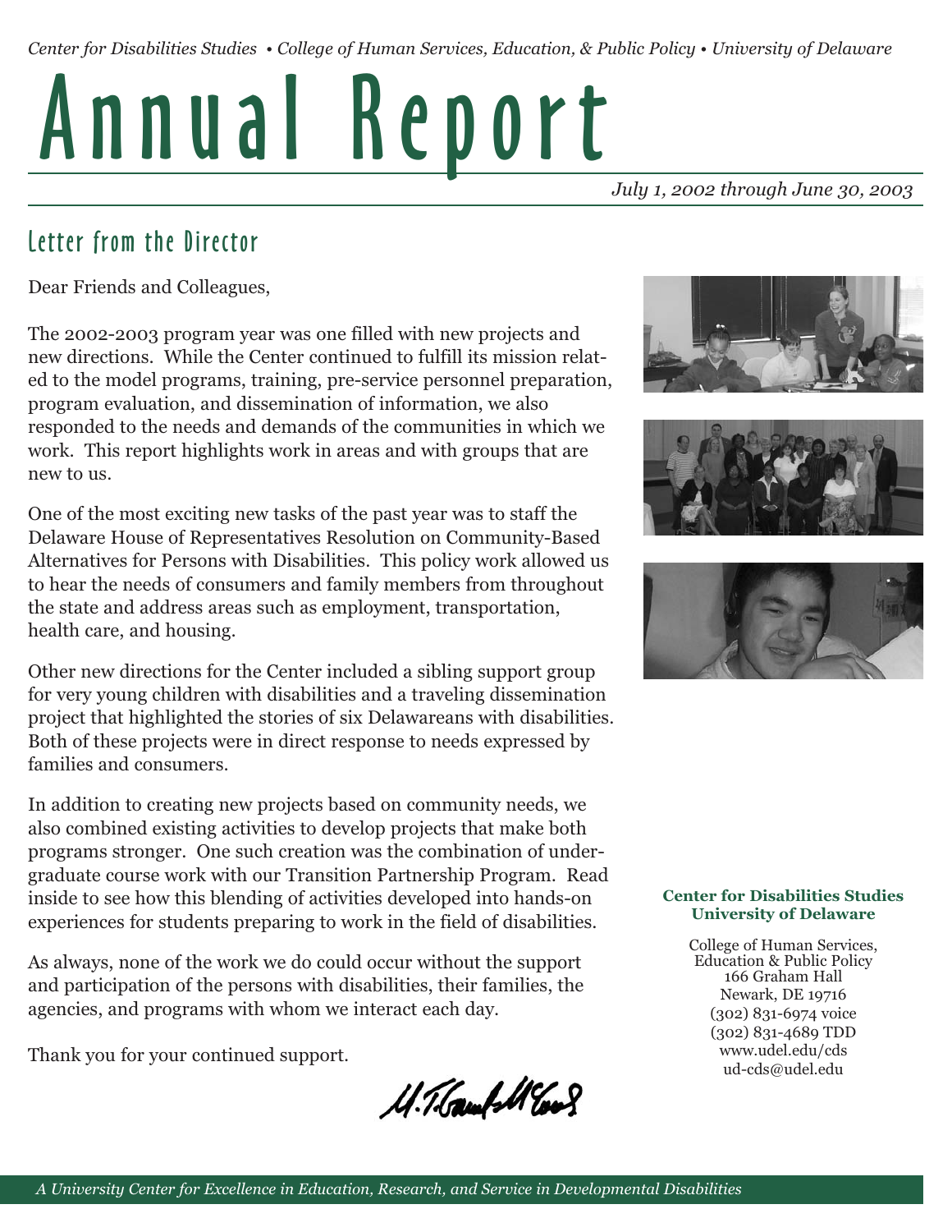*Center for Disabilities Studies • College of Human Services, Education, & Public Policy • University of Delaware*

# Annual Report

*July 1, 2002 through June 30, 2003*

## Letter from the Director

Dear Friends and Colleagues,

The 2002-2003 program year was one filled with new projects and new directions. While the Center continued to fulfill its mission related to the model programs, training, pre-service personnel preparation, program evaluation, and dissemination of information, we also responded to the needs and demands of the communities in which we work. This report highlights work in areas and with groups that are new to us.

One of the most exciting new tasks of the past year was to staff the Delaware House of Representatives Resolution on Community-Based Alternatives for Persons with Disabilities. This policy work allowed us to hear the needs of consumers and family members from throughout the state and address areas such as employment, transportation, health care, and housing.

Other new directions for the Center included a sibling support group for very young children with disabilities and a traveling dissemination project that highlighted the stories of six Delawareans with disabilities. Both of these projects were in direct response to needs expressed by families and consumers.

In addition to creating new projects based on community needs, we also combined existing activities to develop projects that make both programs stronger. One such creation was the combination of undergraduate course work with our Transition Partnership Program. Read inside to see how this blending of activities developed into hands-on experiences for students preparing to work in the field of disabilities.

As always, none of the work we do could occur without the support and participation of the persons with disabilities, their families, the agencies, and programs with whom we interact each day.

Thank you for your continued support.

**Center for Disabilities Studies**
**University of Delaware**

College of Human Services,
Education & Public Policy
166 Graham Hall
Newark, DE 19716
(302) 831-6974 voice
(302) 831-4689 TDD
www.udel.edu/cds
ud-cds@udel.edu

*A University Center for Excellence in Education, Research, and Service in Developmental Disabilities*